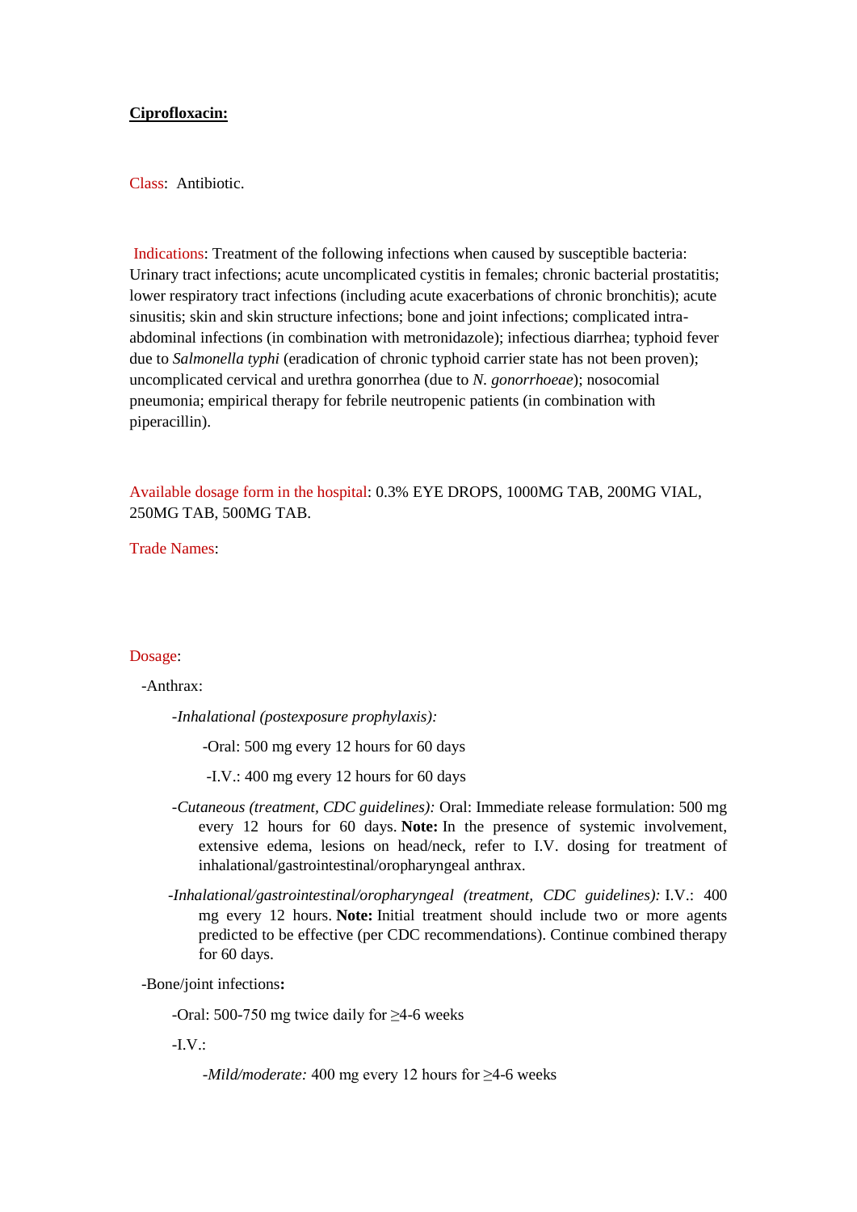**Ciprofloxacin:**

Class: Antibiotic.

Indications: Treatment of the following infections when caused by susceptible bacteria: Urinary tract infections; acute uncomplicated cystitis in females; chronic bacterial prostatitis; lower respiratory tract infections (including acute exacerbations of chronic bronchitis); acute sinusitis; skin and skin structure infections; bone and joint infections; complicated intra-abdominal infections (in combination with metronidazole); infectious diarrhea; typhoid fever due to *Salmonella typhi* (eradication of chronic typhoid carrier state has not been proven); uncomplicated cervical and urethra gonorrhea (due to *N. gonorrhoeae*); nosocomial pneumonia; empirical therapy for febrile neutropenic patients (in combination with piperacillin).

Available dosage form in the hospital: 0.3% EYE DROPS, 1000MG TAB, 200MG VIAL, 250MG TAB, 500MG TAB.

Trade Names:

Dosage:

- Anthrax:
  - *Inhalational (postexposure prophylaxis):*
    - Oral: 500 mg every 12 hours for 60 days
    - I.V.: 400 mg every 12 hours for 60 days
  - *Cutaneous (treatment, CDC guidelines):* Oral: Immediate release formulation: 500 mg every 12 hours for 60 days. **Note:** In the presence of systemic involvement, extensive edema, lesions on head/neck, refer to I.V. dosing for treatment of inhalational/gastrointestinal/oropharyngeal anthrax.
  - *Inhalational/gastrointestinal/oropharyngeal (treatment, CDC guidelines):* I.V.: 400 mg every 12 hours. **Note:** Initial treatment should include two or more agents predicted to be effective (per CDC recommendations). Continue combined therapy for 60 days.
- Bone/joint infections**:**
  - Oral: 500-750 mg twice daily for ≥4-6 weeks
  - I.V.:
    - *Mild/moderate:* 400 mg every 12 hours for ≥4-6 weeks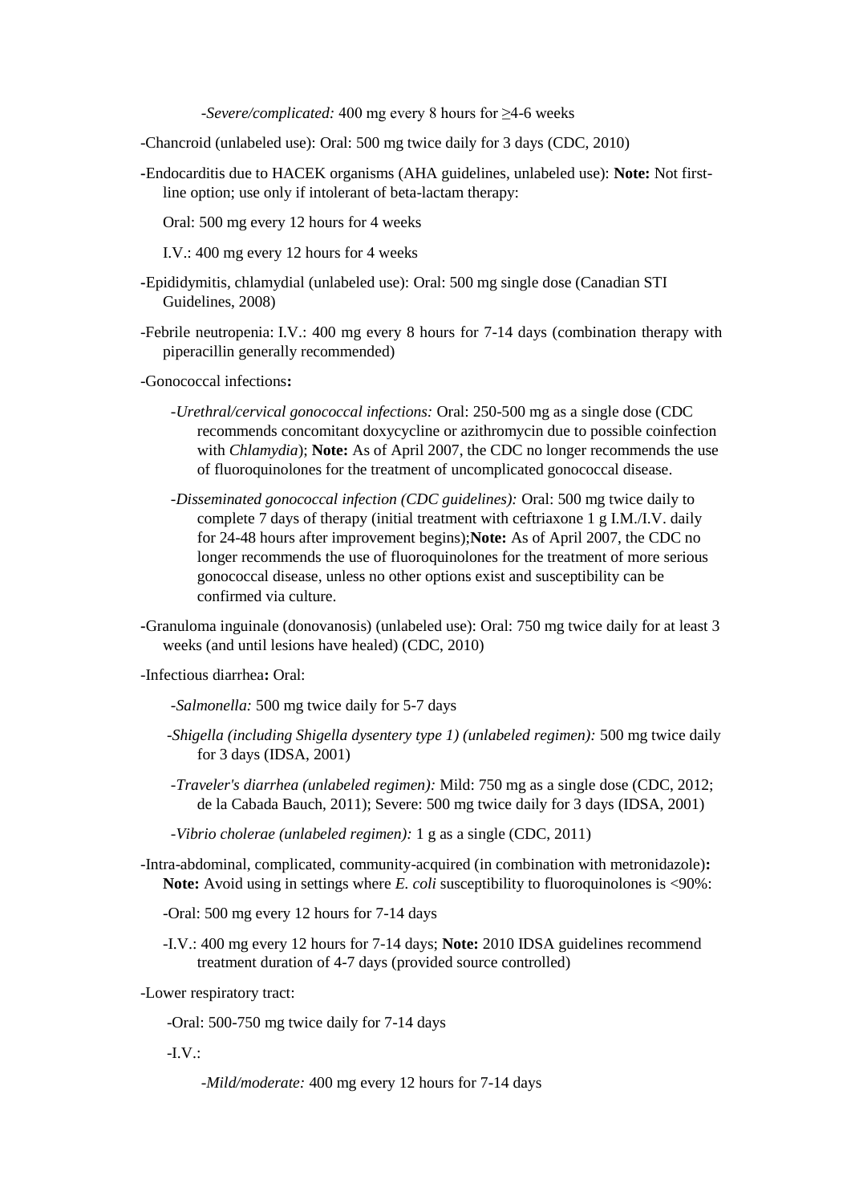-*Severe/complicated:* 400 mg every 8 hours for ≥4-6 weeks

-Chancroid (unlabeled use): Oral: 500 mg twice daily for 3 days (CDC, 2010)

-Endocarditis due to HACEK organisms (AHA guidelines, unlabeled use): **Note:** Not first-line option; use only if intolerant of beta-lactam therapy:

Oral: 500 mg every 12 hours for 4 weeks

I.V.: 400 mg every 12 hours for 4 weeks

-Epididymitis, chlamydial (unlabeled use): Oral: 500 mg single dose (Canadian STI Guidelines, 2008)

-Febrile neutropenia: I.V.: 400 mg every 8 hours for 7-14 days (combination therapy with piperacillin generally recommended)

-Gonococcal infections**:**

-*Urethral/cervical gonococcal infections:* Oral: 250-500 mg as a single dose (CDC recommends concomitant doxycycline or azithromycin due to possible coinfection with *Chlamydia*); **Note:** As of April 2007, the CDC no longer recommends the use of fluoroquinolones for the treatment of uncomplicated gonococcal disease.

-*Disseminated gonococcal infection (CDC guidelines):* Oral: 500 mg twice daily to complete 7 days of therapy (initial treatment with ceftriaxone 1 g I.M./I.V. daily for 24-48 hours after improvement begins);**Note:** As of April 2007, the CDC no longer recommends the use of fluoroquinolones for the treatment of more serious gonococcal disease, unless no other options exist and susceptibility can be confirmed via culture.

-Granuloma inguinale (donovanosis) (unlabeled use): Oral: 750 mg twice daily for at least 3 weeks (and until lesions have healed) (CDC, 2010)

-Infectious diarrhea**:** Oral:

-*Salmonella:* 500 mg twice daily for 5-7 days

-*Shigella (including Shigella dysentery type 1) (unlabeled regimen):* 500 mg twice daily for 3 days (IDSA, 2001)

-*Traveler's diarrhea (unlabeled regimen):* Mild: 750 mg as a single dose (CDC, 2012; de la Cabada Bauch, 2011); Severe: 500 mg twice daily for 3 days (IDSA, 2001)

-*Vibrio cholerae (unlabeled regimen):* 1 g as a single (CDC, 2011)

-Intra-abdominal, complicated, community-acquired (in combination with metronidazole)**:** **Note:** Avoid using in settings where *E. coli* susceptibility to fluoroquinolones is <90%:

-Oral: 500 mg every 12 hours for 7-14 days

-I.V.: 400 mg every 12 hours for 7-14 days; **Note:** 2010 IDSA guidelines recommend treatment duration of 4-7 days (provided source controlled)

-Lower respiratory tract:

-Oral: 500-750 mg twice daily for 7-14 days

-I.V.:

-*Mild/moderate:* 400 mg every 12 hours for 7-14 days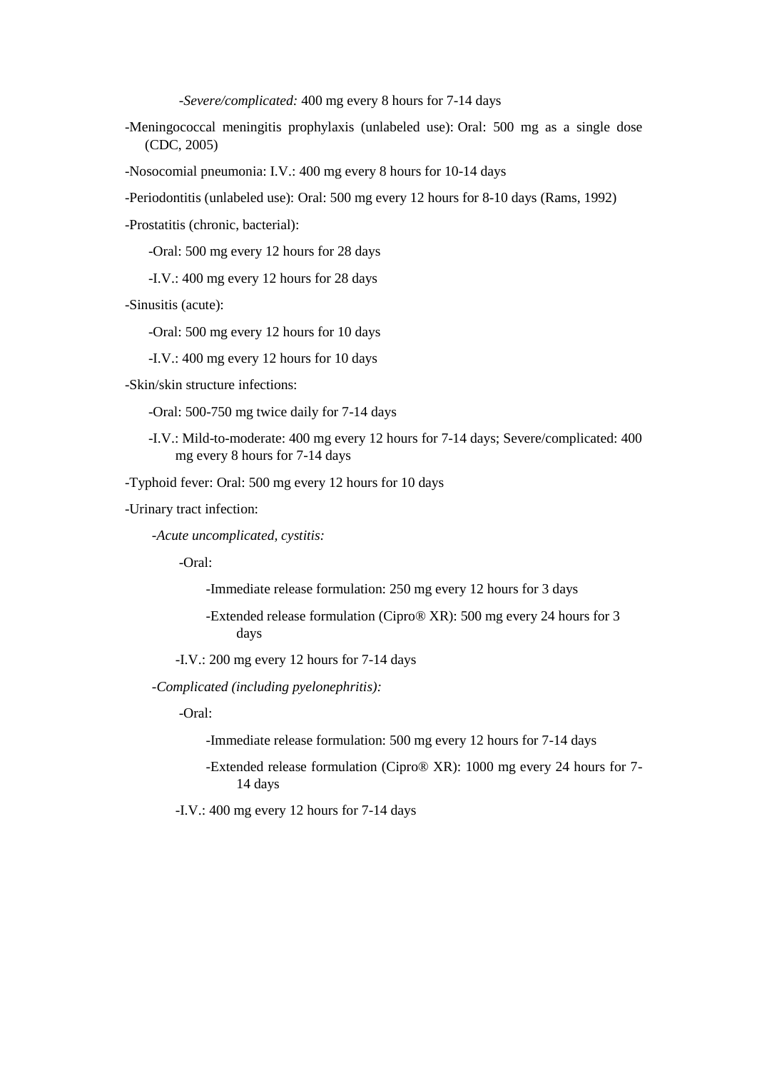- *Severe/complicated:* 400 mg every 8 hours for 7-14 days

-Meningococcal meningitis prophylaxis (unlabeled use): Oral: 500 mg as a single dose (CDC, 2005)

-Nosocomial pneumonia: I.V.: 400 mg every 8 hours for 10-14 days

-Periodontitis (unlabeled use): Oral: 500 mg every 12 hours for 8-10 days (Rams, 1992)

-Prostatitis (chronic, bacterial):

- -Oral: 500 mg every 12 hours for 28 days
- -I.V.: 400 mg every 12 hours for 28 days

-Sinusitis (acute):

- -Oral: 500 mg every 12 hours for 10 days
- -I.V.: 400 mg every 12 hours for 10 days

-Skin/skin structure infections:

- -Oral: 500-750 mg twice daily for 7-14 days
- -I.V.: Mild-to-moderate: 400 mg every 12 hours for 7-14 days; Severe/complicated: 400 mg every 8 hours for 7-14 days

-Typhoid fever: Oral: 500 mg every 12 hours for 10 days

-Urinary tract infection:

- *-Acute uncomplicated, cystitis:*
  - -Oral:
    - -Immediate release formulation: 250 mg every 12 hours for 3 days
    - -Extended release formulation (Cipro® XR): 500 mg every 24 hours for 3 days
  - -I.V.: 200 mg every 12 hours for 7-14 days
- *-Complicated (including pyelonephritis):*
  - -Oral:
    - -Immediate release formulation: 500 mg every 12 hours for 7-14 days
    - -Extended release formulation (Cipro® XR): 1000 mg every 24 hours for 7-14 days
  - -I.V.: 400 mg every 12 hours for 7-14 days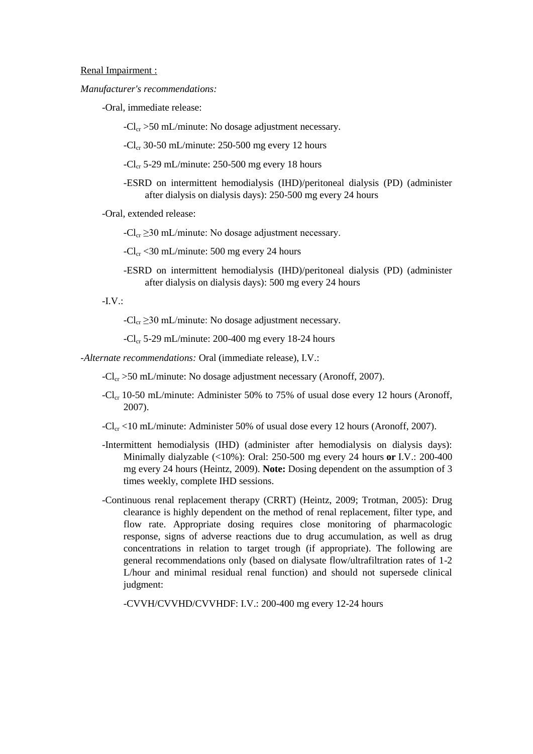Renal Impairment :

*Manufacturer's recommendations:*

- Oral, immediate release:
  - $Cl_{cr}$ >50 mL/minute: No dosage adjustment necessary.
  - $Cl_{cr}$ 30-50 mL/minute: 250-500 mg every 12 hours
  - $Cl_{cr}$ 5-29 mL/minute: 250-500 mg every 18 hours
  - ESRD on intermittent hemodialysis (IHD)/peritoneal dialysis (PD) (administer after dialysis on dialysis days): 250-500 mg every 24 hours
- Oral, extended release:
  - $Cl_{cr}$ ≥30 mL/minute: No dosage adjustment necessary.
  - $Cl_{cr}$ <30 mL/minute: 500 mg every 24 hours
  - ESRD on intermittent hemodialysis (IHD)/peritoneal dialysis (PD) (administer after dialysis on dialysis days): 500 mg every 24 hours
- I.V.:
  - $Cl_{cr}$ ≥30 mL/minute: No dosage adjustment necessary.
  - $Cl_{cr}$ 5-29 mL/minute: 200-400 mg every 18-24 hours

-*Alternate recommendations:* Oral (immediate release), I.V.:

- $Cl_{cr}$ >50 mL/minute: No dosage adjustment necessary (Aronoff, 2007).
- $Cl_{cr}$ 10-50 mL/minute: Administer 50% to 75% of usual dose every 12 hours (Aronoff, 2007).
- $Cl_{cr}$ <10 mL/minute: Administer 50% of usual dose every 12 hours (Aronoff, 2007).
- Intermittent hemodialysis (IHD) (administer after hemodialysis on dialysis days): Minimally dialyzable (<10%): Oral: 250-500 mg every 24 hours **or** I.V.: 200-400 mg every 24 hours (Heintz, 2009). **Note:** Dosing dependent on the assumption of 3 times weekly, complete IHD sessions.
- Continuous renal replacement therapy (CRRT) (Heintz, 2009; Trotman, 2005): Drug clearance is highly dependent on the method of renal replacement, filter type, and flow rate. Appropriate dosing requires close monitoring of pharmacologic response, signs of adverse reactions due to drug accumulation, as well as drug concentrations in relation to target trough (if appropriate). The following are general recommendations only (based on dialysate flow/ultrafiltration rates of 1-2 L/hour and minimal residual renal function) and should not supersede clinical judgment:
  - CVVH/CVVHD/CVVHDF: I.V.: 200-400 mg every 12-24 hours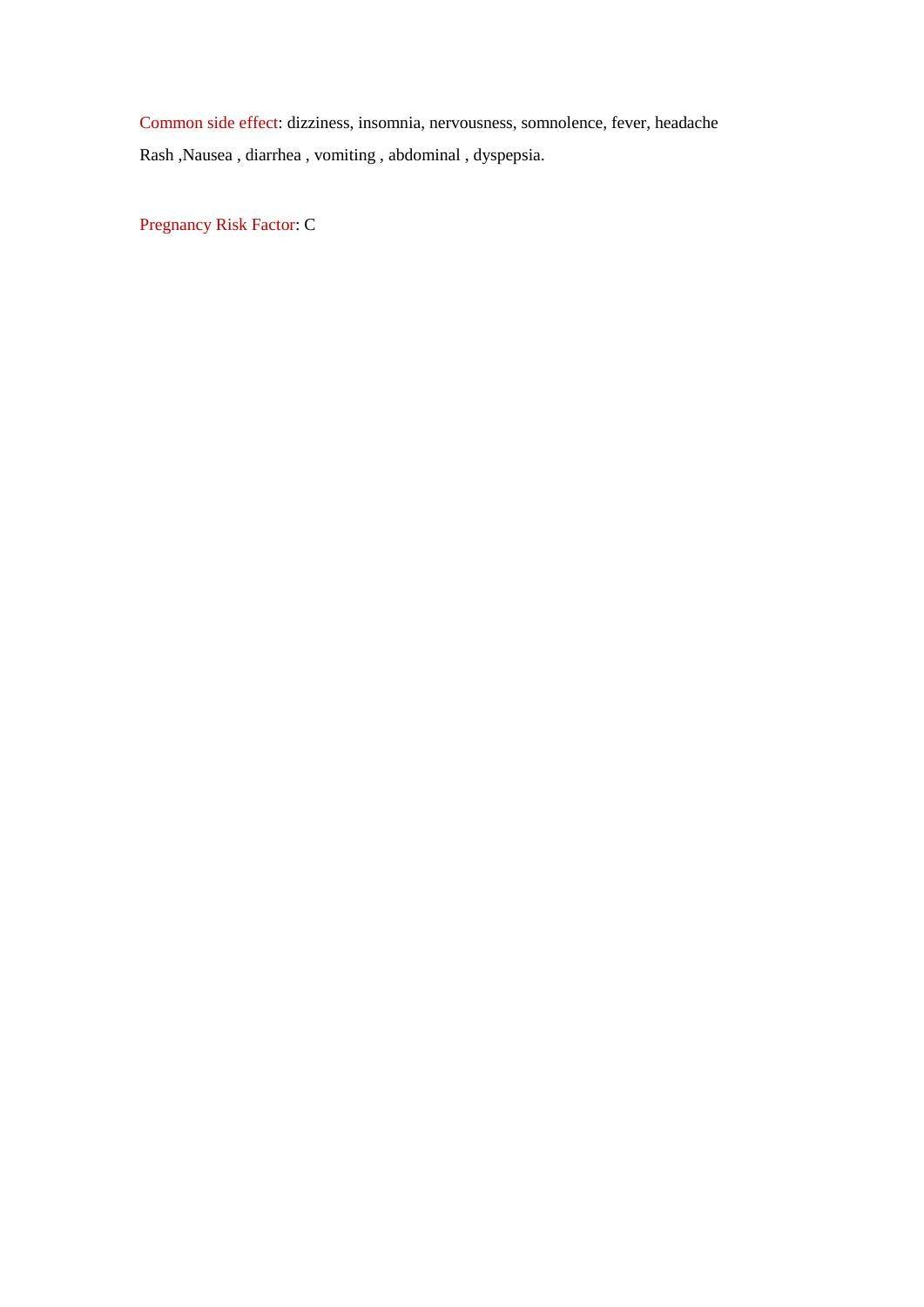Common side effect: dizziness, insomnia, nervousness, somnolence, fever, headache Rash ,Nausea , diarrhea , vomiting , abdominal , dyspepsia.

Pregnancy Risk Factor: C